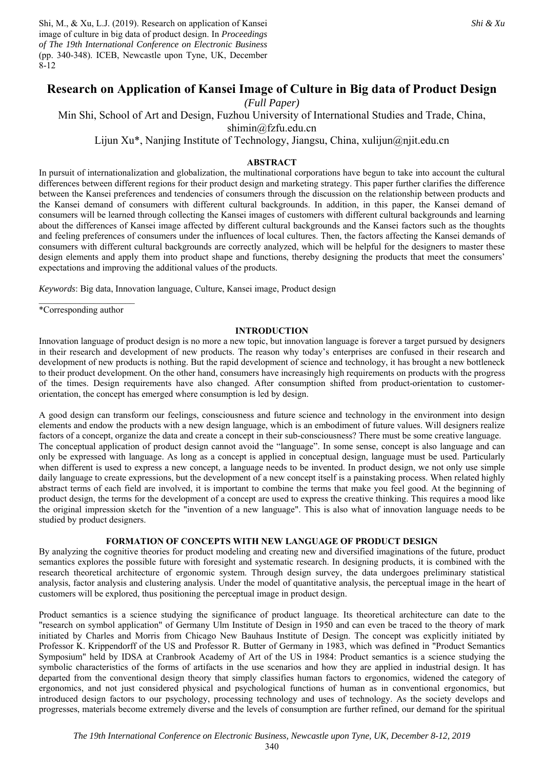Shi, M., & Xu, L.J. (2019). Research on application of Kansei image of culture in big data of product design. In *Proceedings of The 19th International Conference on Electronic Business* (pp. 340-348). ICEB, Newcastle upon Tyne, UK, December 8-12

# Research on Application of Kansei Image of Culture in Big data of Product Design

*(Full Paper)*

Min Shi, School of Art and Design, Fuzhou University of International Studies and Trade, China, shimin@fzfu.edu.cn

Lijun Xu*, Nanjing Institute of Technology, Jiangsu, China, xulijun@njit.edu.cn

## ABSTRACT

In pursuit of internationalization and globalization, the multinational corporations have begun to take into account the cultural differences between different regions for their product design and marketing strategy. This paper further clarifies the difference between the Kansei preferences and tendencies of consumers through the discussion on the relationship between products and the Kansei demand of consumers with different cultural backgrounds. In addition, in this paper, the Kansei demand of consumers will be learned through collecting the Kansei images of customers with different cultural backgrounds and learning about the differences of Kansei image affected by different cultural backgrounds and the Kansei factors such as the thoughts and feeling preferences of consumers under the influences of local cultures. Then, the factors affecting the Kansei demands of consumers with different cultural backgrounds are correctly analyzed, which will be helpful for the designers to master these design elements and apply them into product shape and functions, thereby designing the products that meet the consumers' expectations and improving the additional values of the products.

*Keywords*: Big data, Innovation language, Culture, Kansei image, Product design

*Corresponding author

## INTRODUCTION

Innovation language of product design is no more a new topic, but innovation language is forever a target pursued by designers in their research and development of new products. The reason why today's enterprises are confused in their research and development of new products is nothing. But the rapid development of science and technology, it has brought a new bottleneck to their product development. On the other hand, consumers have increasingly high requirements on products with the progress of the times. Design requirements have also changed. After consumption shifted from product-orientation to customer-orientation, the concept has emerged where consumption is led by design.

A good design can transform our feelings, consciousness and future science and technology in the environment into design elements and endow the products with a new design language, which is an embodiment of future values. Will designers realize factors of a concept, organize the data and create a concept in their sub-consciousness? There must be some creative language. The conceptual application of product design cannot avoid the "language". In some sense, concept is also language and can only be expressed with language. As long as a concept is applied in conceptual design, language must be used. Particularly when different is used to express a new concept, a language needs to be invented. In product design, we not only use simple daily language to create expressions, but the development of a new concept itself is a painstaking process. When related highly abstract terms of each field are involved, it is important to combine the terms that make you feel good. At the beginning of product design, the terms for the development of a concept are used to express the creative thinking. This requires a mood like the original impression sketch for the "invention of a new language". This is also what of innovation language needs to be studied by product designers.

## FORMATION OF CONCEPTS WITH NEW LANGUAGE OF PRODUCT DESIGN

By analyzing the cognitive theories for product modeling and creating new and diversified imaginations of the future, product semantics explores the possible future with foresight and systematic research. In designing products, it is combined with the research theoretical architecture of ergonomic system. Through design survey, the data undergoes preliminary statistical analysis, factor analysis and clustering analysis. Under the model of quantitative analysis, the perceptual image in the heart of customers will be explored, thus positioning the perceptual image in product design.

Product semantics is a science studying the significance of product language. Its theoretical architecture can date to the "research on symbol application" of Germany Ulm Institute of Design in 1950 and can even be traced to the theory of mark initiated by Charles and Morris from Chicago New Bauhaus Institute of Design. The concept was explicitly initiated by Professor K. Krippendorff of the US and Professor R. Butter of Germany in 1983, which was defined in "Product Semantics Symposium" held by IDSA at Cranbrook Academy of Art of the US in 1984: Product semantics is a science studying the symbolic characteristics of the forms of artifacts in the use scenarios and how they are applied in industrial design. It has departed from the conventional design theory that simply classifies human factors to ergonomics, widened the category of ergonomics, and not just considered physical and psychological functions of human as in conventional ergonomics, but introduced design factors to our psychology, processing technology and uses of technology. As the society develops and progresses, materials become extremely diverse and the levels of consumption are further refined, our demand for the spiritual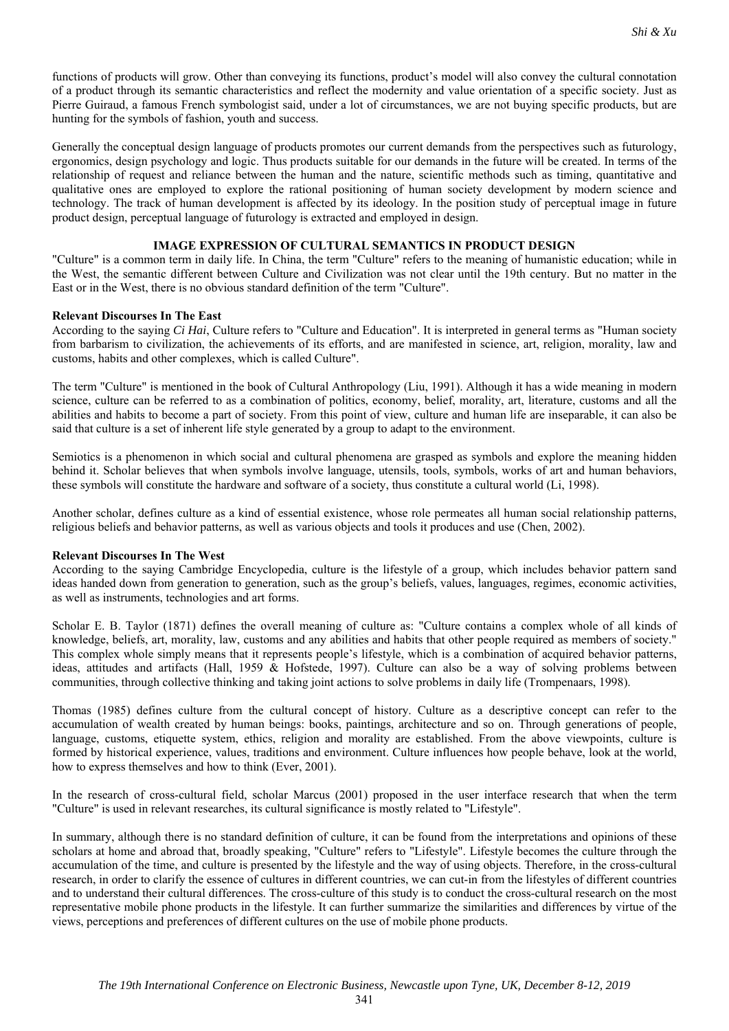functions of products will grow. Other than conveying its functions, product's model will also convey the cultural connotation of a product through its semantic characteristics and reflect the modernity and value orientation of a specific society. Just as Pierre Guiraud, a famous French symbologist said, under a lot of circumstances, we are not buying specific products, but are hunting for the symbols of fashion, youth and success.

Generally the conceptual design language of products promotes our current demands from the perspectives such as futurology, ergonomics, design psychology and logic. Thus products suitable for our demands in the future will be created. In terms of the relationship of request and reliance between the human and the nature, scientific methods such as timing, quantitative and qualitative ones are employed to explore the rational positioning of human society development by modern science and technology. The track of human development is affected by its ideology. In the position study of perceptual image in future product design, perceptual language of futurology is extracted and employed in design.

## IMAGE EXPRESSION OF CULTURAL SEMANTICS IN PRODUCT DESIGN

"Culture" is a common term in daily life. In China, the term "Culture" refers to the meaning of humanistic education; while in the West, the semantic different between Culture and Civilization was not clear until the 19th century. But no matter in the East or in the West, there is no obvious standard definition of the term "Culture".

### Relevant Discourses In The East

According to the saying *Ci Hai*, Culture refers to "Culture and Education". It is interpreted in general terms as "Human society from barbarism to civilization, the achievements of its efforts, and are manifested in science, art, religion, morality, law and customs, habits and other complexes, which is called Culture".

The term "Culture" is mentioned in the book of Cultural Anthropology (Liu, 1991). Although it has a wide meaning in modern science, culture can be referred to as a combination of politics, economy, belief, morality, art, literature, customs and all the abilities and habits to become a part of society. From this point of view, culture and human life are inseparable, it can also be said that culture is a set of inherent life style generated by a group to adapt to the environment.

Semiotics is a phenomenon in which social and cultural phenomena are grasped as symbols and explore the meaning hidden behind it. Scholar believes that when symbols involve language, utensils, tools, symbols, works of art and human behaviors, these symbols will constitute the hardware and software of a society, thus constitute a cultural world (Li, 1998).

Another scholar, defines culture as a kind of essential existence, whose role permeates all human social relationship patterns, religious beliefs and behavior patterns, as well as various objects and tools it produces and use (Chen, 2002).

### Relevant Discourses In The West

According to the saying Cambridge Encyclopedia, culture is the lifestyle of a group, which includes behavior pattern sand ideas handed down from generation to generation, such as the group's beliefs, values, languages, regimes, economic activities, as well as instruments, technologies and art forms.

Scholar E. B. Taylor (1871) defines the overall meaning of culture as: "Culture contains a complex whole of all kinds of knowledge, beliefs, art, morality, law, customs and any abilities and habits that other people required as members of society." This complex whole simply means that it represents people's lifestyle, which is a combination of acquired behavior patterns, ideas, attitudes and artifacts (Hall, 1959 & Hofstede, 1997). Culture can also be a way of solving problems between communities, through collective thinking and taking joint actions to solve problems in daily life (Trompenaars, 1998).

Thomas (1985) defines culture from the cultural concept of history. Culture as a descriptive concept can refer to the accumulation of wealth created by human beings: books, paintings, architecture and so on. Through generations of people, language, customs, etiquette system, ethics, religion and morality are established. From the above viewpoints, culture is formed by historical experience, values, traditions and environment. Culture influences how people behave, look at the world, how to express themselves and how to think (Ever, 2001).

In the research of cross-cultural field, scholar Marcus (2001) proposed in the user interface research that when the term "Culture" is used in relevant researches, its cultural significance is mostly related to "Lifestyle".

In summary, although there is no standard definition of culture, it can be found from the interpretations and opinions of these scholars at home and abroad that, broadly speaking, "Culture" refers to "Lifestyle". Lifestyle becomes the culture through the accumulation of the time, and culture is presented by the lifestyle and the way of using objects. Therefore, in the cross-cultural research, in order to clarify the essence of cultures in different countries, we can cut-in from the lifestyles of different countries and to understand their cultural differences. The cross-culture of this study is to conduct the cross-cultural research on the most representative mobile phone products in the lifestyle. It can further summarize the similarities and differences by virtue of the views, perceptions and preferences of different cultures on the use of mobile phone products.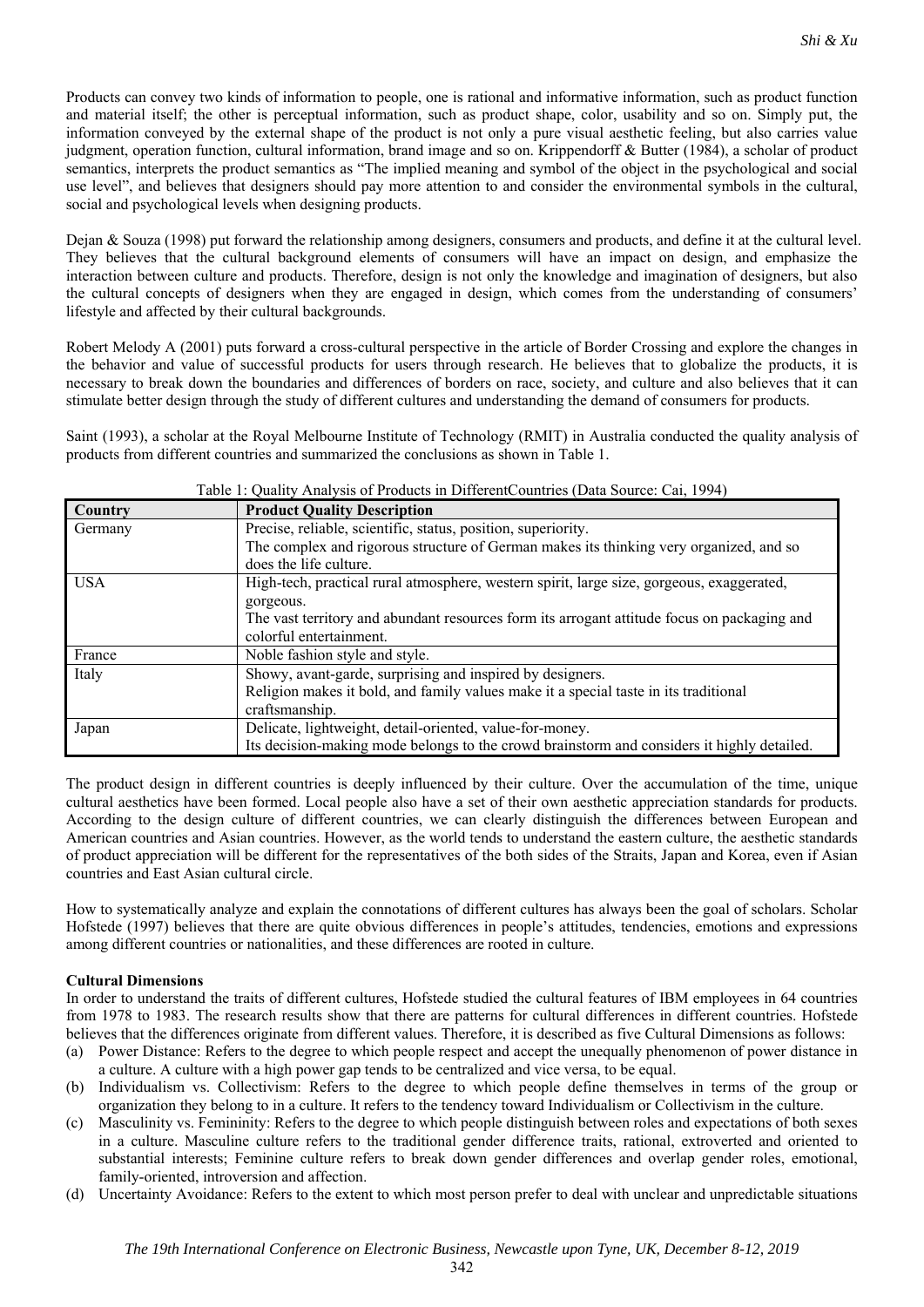Products can convey two kinds of information to people, one is rational and informative information, such as product function and material itself; the other is perceptual information, such as product shape, color, usability and so on. Simply put, the information conveyed by the external shape of the product is not only a pure visual aesthetic feeling, but also carries value judgment, operation function, cultural information, brand image and so on. Krippendorff & Butter (1984), a scholar of product semantics, interprets the product semantics as "The implied meaning and symbol of the object in the psychological and social use level", and believes that designers should pay more attention to and consider the environmental symbols in the cultural, social and psychological levels when designing products.

Dejan & Souza (1998) put forward the relationship among designers, consumers and products, and define it at the cultural level. They believes that the cultural background elements of consumers will have an impact on design, and emphasize the interaction between culture and products. Therefore, design is not only the knowledge and imagination of designers, but also the cultural concepts of designers when they are engaged in design, which comes from the understanding of consumers' lifestyle and affected by their cultural backgrounds.

Robert Melody A (2001) puts forward a cross-cultural perspective in the article of Border Crossing and explore the changes in the behavior and value of successful products for users through research. He believes that to globalize the products, it is necessary to break down the boundaries and differences of borders on race, society, and culture and also believes that it can stimulate better design through the study of different cultures and understanding the demand of consumers for products.

Saint (1993), a scholar at the Royal Melbourne Institute of Technology (RMIT) in Australia conducted the quality analysis of products from different countries and summarized the conclusions as shown in Table 1.

Table 1: Quality Analysis of Products in DifferentCountries (Data Source: Cai, 1994)

| Country | Product Quality Description |
|---|---|
| Germany | Precise, reliable, scientific, status, position, superiority. The complex and rigorous structure of German makes its thinking very organized, and so does the life culture. |
| USA | High-tech, practical rural atmosphere, western spirit, large size, gorgeous, exaggerated, gorgeous. The vast territory and abundant resources form its arrogant attitude focus on packaging and colorful entertainment. |
| France | Noble fashion style and style. |
| Italy | Showy, avant-garde, surprising and inspired by designers. Religion makes it bold, and family values make it a special taste in its traditional craftsmanship. |
| Japan | Delicate, lightweight, detail-oriented, value-for-money. Its decision-making mode belongs to the crowd brainstorm and considers it highly detailed. |

The product design in different countries is deeply influenced by their culture. Over the accumulation of the time, unique cultural aesthetics have been formed. Local people also have a set of their own aesthetic appreciation standards for products. According to the design culture of different countries, we can clearly distinguish the differences between European and American countries and Asian countries. However, as the world tends to understand the eastern culture, the aesthetic standards of product appreciation will be different for the representatives of the both sides of the Straits, Japan and Korea, even if Asian countries and East Asian cultural circle.

How to systematically analyze and explain the connotations of different cultures has always been the goal of scholars. Scholar Hofstede (1997) believes that there are quite obvious differences in people's attitudes, tendencies, emotions and expressions among different countries or nationalities, and these differences are rooted in culture.

**Cultural Dimensions**

In order to understand the traits of different cultures, Hofstede studied the cultural features of IBM employees in 64 countries from 1978 to 1983. The research results show that there are patterns for cultural differences in different countries. Hofstede believes that the differences originate from different values. Therefore, it is described as five Cultural Dimensions as follows:

(a) Power Distance: Refers to the degree to which people respect and accept the unequally phenomenon of power distance in a culture. A culture with a high power gap tends to be centralized and vice versa, to be equal.
(b) Individualism vs. Collectivism: Refers to the degree to which people define themselves in terms of the group or organization they belong to in a culture. It refers to the tendency toward Individualism or Collectivism in the culture.
(c) Masculinity vs. Femininity: Refers to the degree to which people distinguish between roles and expectations of both sexes in a culture. Masculine culture refers to the traditional gender difference traits, rational, extroverted and oriented to substantial interests; Feminine culture refers to break down gender differences and overlap gender roles, emotional, family-oriented, introversion and affection.
(d) Uncertainty Avoidance: Refers to the extent to which most person prefer to deal with unclear and unpredictable situations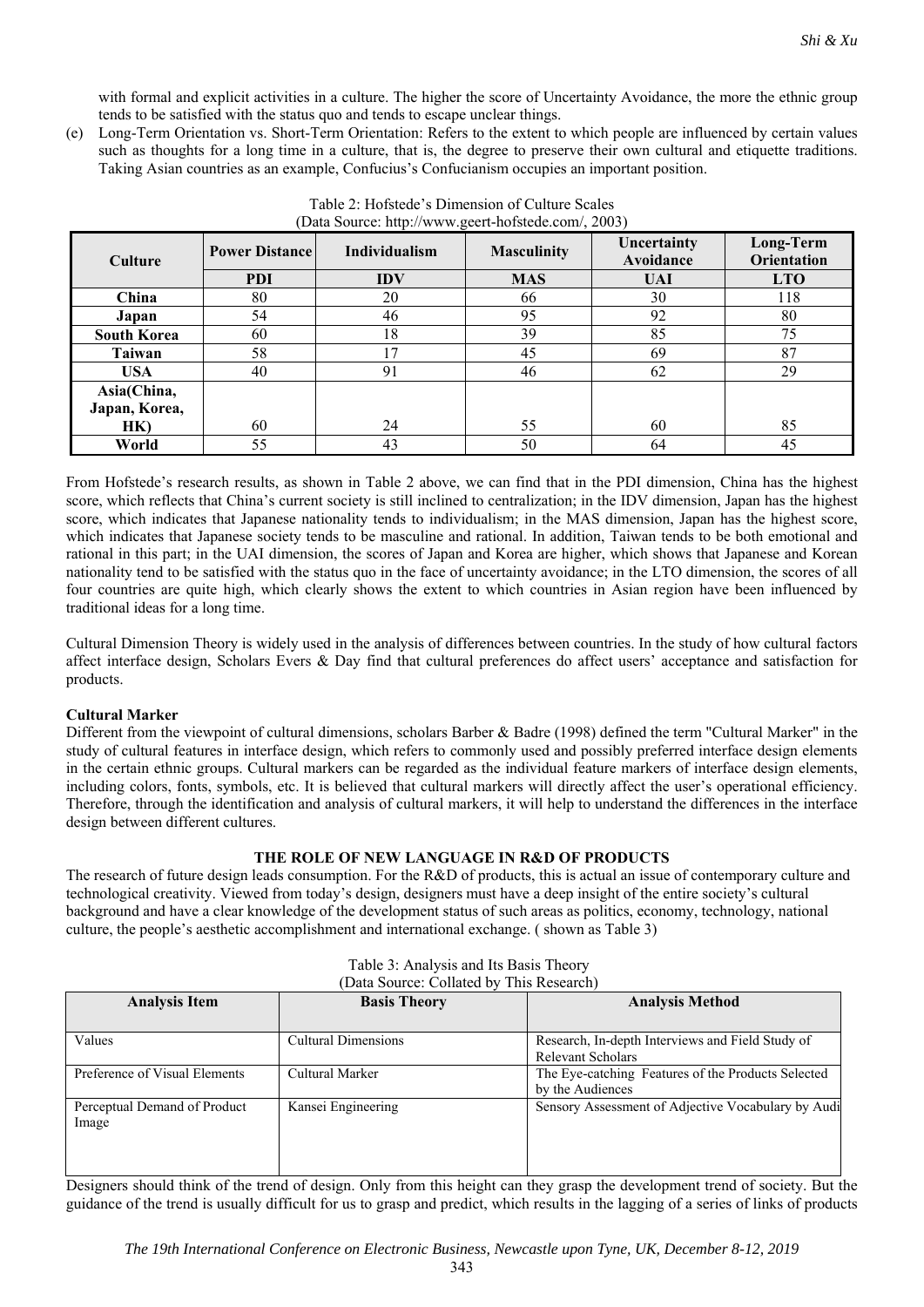with formal and explicit activities in a culture. The higher the score of Uncertainty Avoidance, the more the ethnic group tends to be satisfied with the status quo and tends to escape unclear things.

(e) Long-Term Orientation vs. Short-Term Orientation: Refers to the extent to which people are influenced by certain values such as thoughts for a long time in a culture, that is, the degree to preserve their own cultural and etiquette traditions. Taking Asian countries as an example, Confucius's Confucianism occupies an important position.

Table 2: Hofstede's Dimension of Culture Scales
(Data Source: http://www.geert-hofstede.com/, 2003)

| Culture | Power Distance | Individualism | Masculinity | Uncertainty Avoidance | Long-Term Orientation |
|---|---|---|---|---|---|
| | PDI | IDV | MAS | UAI | LTO |
| China | 80 | 20 | 66 | 30 | 118 |
| Japan | 54 | 46 | 95 | 92 | 80 |
| South Korea | 60 | 18 | 39 | 85 | 75 |
| Taiwan | 58 | 17 | 45 | 69 | 87 |
| USA | 40 | 91 | 46 | 62 | 29 |
| Asia(China, Japan, Korea, HK) | 60 | 24 | 55 | 60 | 85 |
| World | 55 | 43 | 50 | 64 | 45 |

From Hofstede's research results, as shown in Table 2 above, we can find that in the PDI dimension, China has the highest score, which reflects that China's current society is still inclined to centralization; in the IDV dimension, Japan has the highest score, which indicates that Japanese nationality tends to individualism; in the MAS dimension, Japan has the highest score, which indicates that Japanese society tends to be masculine and rational. In addition, Taiwan tends to be both emotional and rational in this part; in the UAI dimension, the scores of Japan and Korea are higher, which shows that Japanese and Korean nationality tend to be satisfied with the status quo in the face of uncertainty avoidance; in the LTO dimension, the scores of all four countries are quite high, which clearly shows the extent to which countries in Asian region have been influenced by traditional ideas for a long time.

Cultural Dimension Theory is widely used in the analysis of differences between countries. In the study of how cultural factors affect interface design, Scholars Evers & Day find that cultural preferences do affect users' acceptance and satisfaction for products.

**Cultural Marker**

Different from the viewpoint of cultural dimensions, scholars Barber & Badre (1998) defined the term "Cultural Marker" in the study of cultural features in interface design, which refers to commonly used and possibly preferred interface design elements in the certain ethnic groups. Cultural markers can be regarded as the individual feature markers of interface design elements, including colors, fonts, symbols, etc. It is believed that cultural markers will directly affect the user's operational efficiency. Therefore, through the identification and analysis of cultural markers, it will help to understand the differences in the interface design between different cultures.

## THE ROLE OF NEW LANGUAGE IN R&D OF PRODUCTS

The research of future design leads consumption. For the R&D of products, this is actual an issue of contemporary culture and technological creativity. Viewed from today's design, designers must have a deep insight of the entire society's cultural background and have a clear knowledge of the development status of such areas as politics, economy, technology, national culture, the people's aesthetic accomplishment and international exchange. ( shown as Table 3)

Table 3: Analysis and Its Basis Theory
(Data Source: Collated by This Research)

| Analysis Item | Basis Theory | Analysis Method |
|---|---|---|
| Values | Cultural Dimensions | Research, In-depth Interviews and Field Study of Relevant Scholars |
| Preference of Visual Elements | Cultural Marker | The Eye-catching Features of the Products Selected by the Audiences |
| Perceptual Demand of Product Image | Kansei Engineering | Sensory Assessment of Adjective Vocabulary by Audi |

Designers should think of the trend of design. Only from this height can they grasp the development trend of society. But the guidance of the trend is usually difficult for us to grasp and predict, which results in the lagging of a series of links of products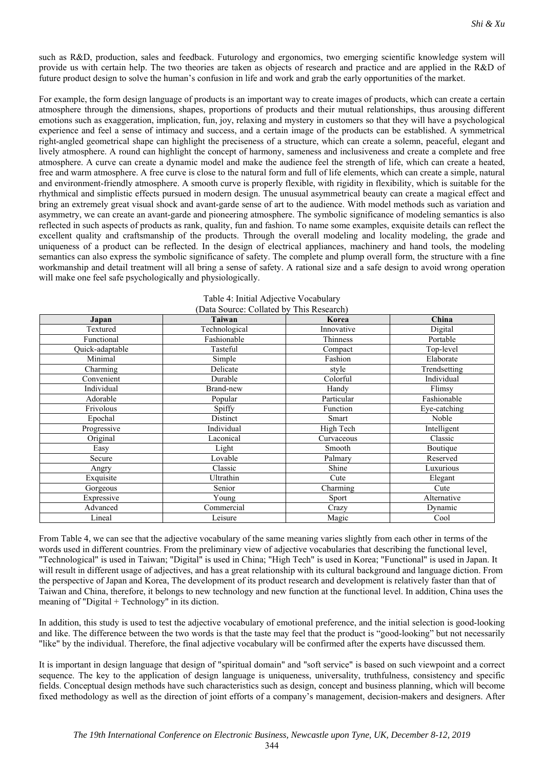such as R&D, production, sales and feedback. Futurology and ergonomics, two emerging scientific knowledge system will provide us with certain help. The two theories are taken as objects of research and practice and are applied in the R&D of future product design to solve the human's confusion in life and work and grab the early opportunities of the market.

For example, the form design language of products is an important way to create images of products, which can create a certain atmosphere through the dimensions, shapes, proportions of products and their mutual relationships, thus arousing different emotions such as exaggeration, implication, fun, joy, relaxing and mystery in customers so that they will have a psychological experience and feel a sense of intimacy and success, and a certain image of the products can be established. A symmetrical right-angled geometrical shape can highlight the preciseness of a structure, which can create a solemn, peaceful, elegant and lively atmosphere. A round can highlight the concept of harmony, sameness and inclusiveness and create a complete and free atmosphere. A curve can create a dynamic model and make the audience feel the strength of life, which can create a heated, free and warm atmosphere. A free curve is close to the natural form and full of life elements, which can create a simple, natural and environment-friendly atmosphere. A smooth curve is properly flexible, with rigidity in flexibility, which is suitable for the rhythmical and simplistic effects pursued in modern design. The unusual asymmetrical beauty can create a magical effect and bring an extremely great visual shock and avant-garde sense of art to the audience. With model methods such as variation and asymmetry, we can create an avant-garde and pioneering atmosphere. The symbolic significance of modeling semantics is also reflected in such aspects of products as rank, quality, fun and fashion. To name some examples, exquisite details can reflect the excellent quality and craftsmanship of the products. Through the overall modeling and locality modeling, the grade and uniqueness of a product can be reflected. In the design of electrical appliances, machinery and hand tools, the modeling semantics can also express the symbolic significance of safety. The complete and plump overall form, the structure with a fine workmanship and detail treatment will all bring a sense of safety. A rational size and a safe design to avoid wrong operation will make one feel safe psychologically and physiologically.

Table 4: Initial Adjective Vocabulary
(Data Source: Collated by This Research)

| Japan | Taiwan | Korea | China |
|---|---|---|---|
| Textured | Technological | Innovative | Digital |
| Functional | Fashionable | Thinness | Portable |
| Quick-adaptable | Tasteful | Compact | Top-level |
| Minimal | Simple | Fashion | Elaborate |
| Charming | Delicate | style | Trendsetting |
| Convenient | Durable | Colorful | Individual |
| Individual | Brand-new | Handy | Flimsy |
| Adorable | Popular | Particular | Fashionable |
| Frivolous | Spiffy | Function | Eye-catching |
| Epochal | Distinct | Smart | Noble |
| Progressive | Individual | High Tech | Intelligent |
| Original | Laconical | Curvaceous | Classic |
| Easy | Light | Smooth | Boutique |
| Secure | Lovable | Palmary | Reserved |
| Angry | Classic | Shine | Luxurious |
| Exquisite | Ultrathin | Cute | Elegant |
| Gorgeous | Senior | Charming | Cute |
| Expressive | Young | Sport | Alternative |
| Advanced | Commercial | Crazy | Dynamic |
| Lineal | Leisure | Magic | Cool |

From Table 4, we can see that the adjective vocabulary of the same meaning varies slightly from each other in terms of the words used in different countries. From the preliminary view of adjective vocabularies that describing the functional level, "Technological" is used in Taiwan; "Digital" is used in China; "High Tech" is used in Korea; "Functional" is used in Japan. It will result in different usage of adjectives, and has a great relationship with its cultural background and language diction. From the perspective of Japan and Korea, The development of its product research and development is relatively faster than that of Taiwan and China, therefore, it belongs to new technology and new function at the functional level. In addition, China uses the meaning of "Digital + Technology" in its diction.

In addition, this study is used to test the adjective vocabulary of emotional preference, and the initial selection is good-looking and like. The difference between the two words is that the taste may feel that the product is "good-looking" but not necessarily "like" by the individual. Therefore, the final adjective vocabulary will be confirmed after the experts have discussed them.

It is important in design language that design of "spiritual domain" and "soft service" is based on such viewpoint and a correct sequence. The key to the application of design language is uniqueness, universality, truthfulness, consistency and specific fields. Conceptual design methods have such characteristics such as design, concept and business planning, which will become fixed methodology as well as the direction of joint efforts of a company's management, decision-makers and designers. After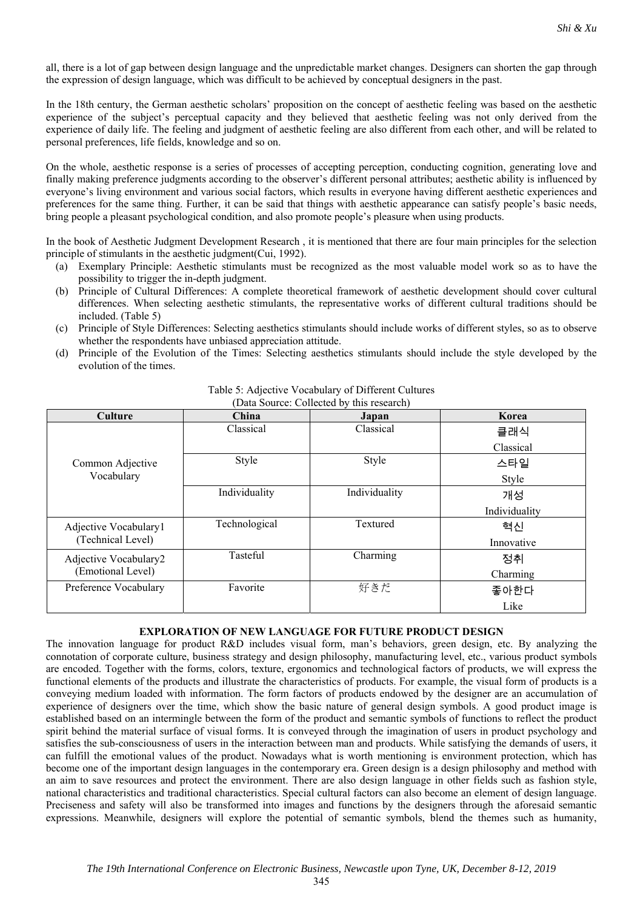all, there is a lot of gap between design language and the unpredictable market changes. Designers can shorten the gap through the expression of design language, which was difficult to be achieved by conceptual designers in the past.

In the 18th century, the German aesthetic scholars' proposition on the concept of aesthetic feeling was based on the aesthetic experience of the subject's perceptual capacity and they believed that aesthetic feeling was not only derived from the experience of daily life. The feeling and judgment of aesthetic feeling are also different from each other, and will be related to personal preferences, life fields, knowledge and so on.

On the whole, aesthetic response is a series of processes of accepting perception, conducting cognition, generating love and finally making preference judgments according to the observer's different personal attributes; aesthetic ability is influenced by everyone's living environment and various social factors, which results in everyone having different aesthetic experiences and preferences for the same thing. Further, it can be said that things with aesthetic appearance can satisfy people's basic needs, bring people a pleasant psychological condition, and also promote people's pleasure when using products.

In the book of Aesthetic Judgment Development Research , it is mentioned that there are four main principles for the selection principle of stimulants in the aesthetic judgment(Cui, 1992).

(a) Exemplary Principle: Aesthetic stimulants must be recognized as the most valuable model work so as to have the possibility to trigger the in-depth judgment.
(b) Principle of Cultural Differences: A complete theoretical framework of aesthetic development should cover cultural differences. When selecting aesthetic stimulants, the representative works of different cultural traditions should be included. (Table 5)
(c) Principle of Style Differences: Selecting aesthetics stimulants should include works of different styles, so as to observe whether the respondents have unbiased appreciation attitude.
(d) Principle of the Evolution of the Times: Selecting aesthetics stimulants should include the style developed by the evolution of the times.

Table 5: Adjective Vocabulary of Different Cultures
(Data Source: Collected by this research)

| Culture | China | Japan | Korea |
|---|---|---|---|
| Common Adjective Vocabulary | Classical | Classical | 클래식<br>Classical |
| | Style | Style | 스타일<br>Style |
| | Individuality | Individuality | 개성<br>Individuality |
| Adjective Vocabulary1 (Technical Level) | Technological | Textured | 혁신<br>Innovative |
| Adjective Vocabulary2 (Emotional Level) | Tasteful | Charming | 정취<br>Charming |
| Preference Vocabulary | Favorite | 好きだ | 좋아한다<br>Like |

## EXPLORATION OF NEW LANGUAGE FOR FUTURE PRODUCT DESIGN

The innovation language for product R&D includes visual form, man's behaviors, green design, etc. By analyzing the connotation of corporate culture, business strategy and design philosophy, manufacturing level, etc., various product symbols are encoded. Together with the forms, colors, texture, ergonomics and technological factors of products, we will express the functional elements of the products and illustrate the characteristics of products. For example, the visual form of products is a conveying medium loaded with information. The form factors of products endowed by the designer are an accumulation of experience of designers over the time, which show the basic nature of general design symbols. A good product image is established based on an intermingle between the form of the product and semantic symbols of functions to reflect the product spirit behind the material surface of visual forms. It is conveyed through the imagination of users in product psychology and satisfies the sub-consciousness of users in the interaction between man and products. While satisfying the demands of users, it can fulfill the emotional values of the product. Nowadays what is worth mentioning is environment protection, which has become one of the important design languages in the contemporary era. Green design is a design philosophy and method with an aim to save resources and protect the environment. There are also design language in other fields such as fashion style, national characteristics and traditional characteristics. Special cultural factors can also become an element of design language. Preciseness and safety will also be transformed into images and functions by the designers through the aforesaid semantic expressions. Meanwhile, designers will explore the potential of semantic symbols, blend the themes such as humanity,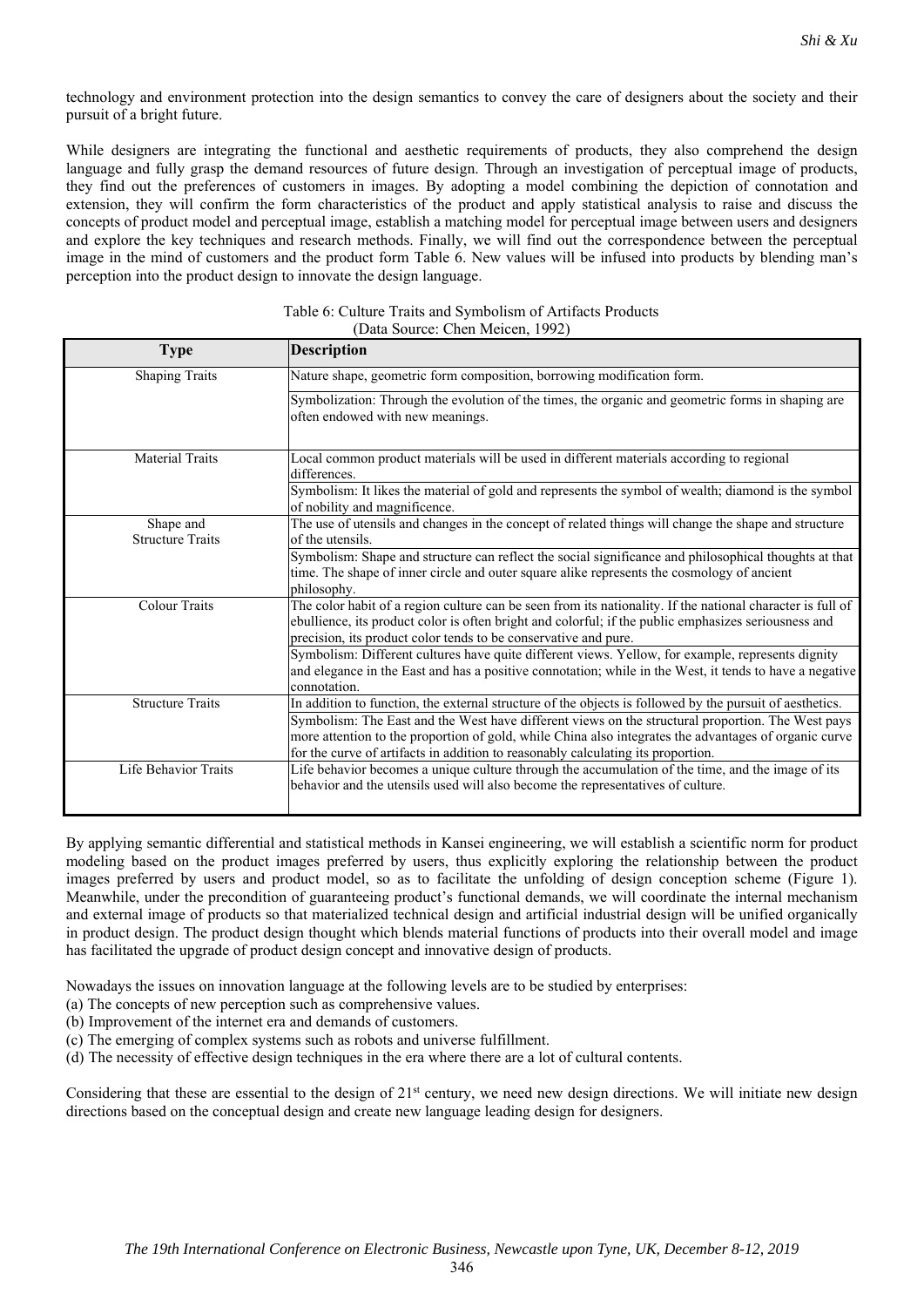technology and environment protection into the design semantics to convey the care of designers about the society and their pursuit of a bright future.

While designers are integrating the functional and aesthetic requirements of products, they also comprehend the design language and fully grasp the demand resources of future design. Through an investigation of perceptual image of products, they find out the preferences of customers in images. By adopting a model combining the depiction of connotation and extension, they will confirm the form characteristics of the product and apply statistical analysis to raise and discuss the concepts of product model and perceptual image, establish a matching model for perceptual image between users and designers and explore the key techniques and research methods. Finally, we will find out the correspondence between the perceptual image in the mind of customers and the product form Table 6. New values will be infused into products by blending man's perception into the product design to innovate the design language.

Table 6: Culture Traits and Symbolism of Artifacts Products
(Data Source: Chen Meicen, 1992)

| Type | Description |
|---|---|
| Shaping Traits | Nature shape, geometric form composition, borrowing modification form. |
| | Symbolization: Through the evolution of the times, the organic and geometric forms in shaping are often endowed with new meanings. |
| Material Traits | Local common product materials will be used in different materials according to regional differences. |
| | Symbolism: It likes the material of gold and represents the symbol of wealth; diamond is the symbol of nobility and magnificence. |
| Shape and Structure Traits | The use of utensils and changes in the concept of related things will change the shape and structure of the utensils. |
| | Symbolism: Shape and structure can reflect the social significance and philosophical thoughts at that time. The shape of inner circle and outer square alike represents the cosmology of ancient philosophy. |
| Colour Traits | The color habit of a region culture can be seen from its nationality. If the national character is full of ebullience, its product color is often bright and colorful; if the public emphasizes seriousness and precision, its product color tends to be conservative and pure. |
| | Symbolism: Different cultures have quite different views. Yellow, for example, represents dignity and elegance in the East and has a positive connotation; while in the West, it tends to have a negative connotation. |
| Structure Traits | In addition to function, the external structure of the objects is followed by the pursuit of aesthetics. |
| | Symbolism: The East and the West have different views on the structural proportion. The West pays more attention to the proportion of gold, while China also integrates the advantages of organic curve for the curve of artifacts in addition to reasonably calculating its proportion. |
| Life Behavior Traits | Life behavior becomes a unique culture through the accumulation of the time, and the image of its behavior and the utensils used will also become the representatives of culture. |

By applying semantic differential and statistical methods in Kansei engineering, we will establish a scientific norm for product modeling based on the product images preferred by users, thus explicitly exploring the relationship between the product images preferred by users and product model, so as to facilitate the unfolding of design conception scheme (Figure 1). Meanwhile, under the precondition of guaranteeing product's functional demands, we will coordinate the internal mechanism and external image of products so that materialized technical design and artificial industrial design will be unified organically in product design. The product design thought which blends material functions of products into their overall model and image has facilitated the upgrade of product design concept and innovative design of products.

Nowadays the issues on innovation language at the following levels are to be studied by enterprises:
(a) The concepts of new perception such as comprehensive values.
(b) Improvement of the internet era and demands of customers.
(c) The emerging of complex systems such as robots and universe fulfillment.
(d) The necessity of effective design techniques in the era where there are a lot of cultural contents.

Considering that these are essential to the design of 21st century, we need new design directions. We will initiate new design directions based on the conceptual design and create new language leading design for designers.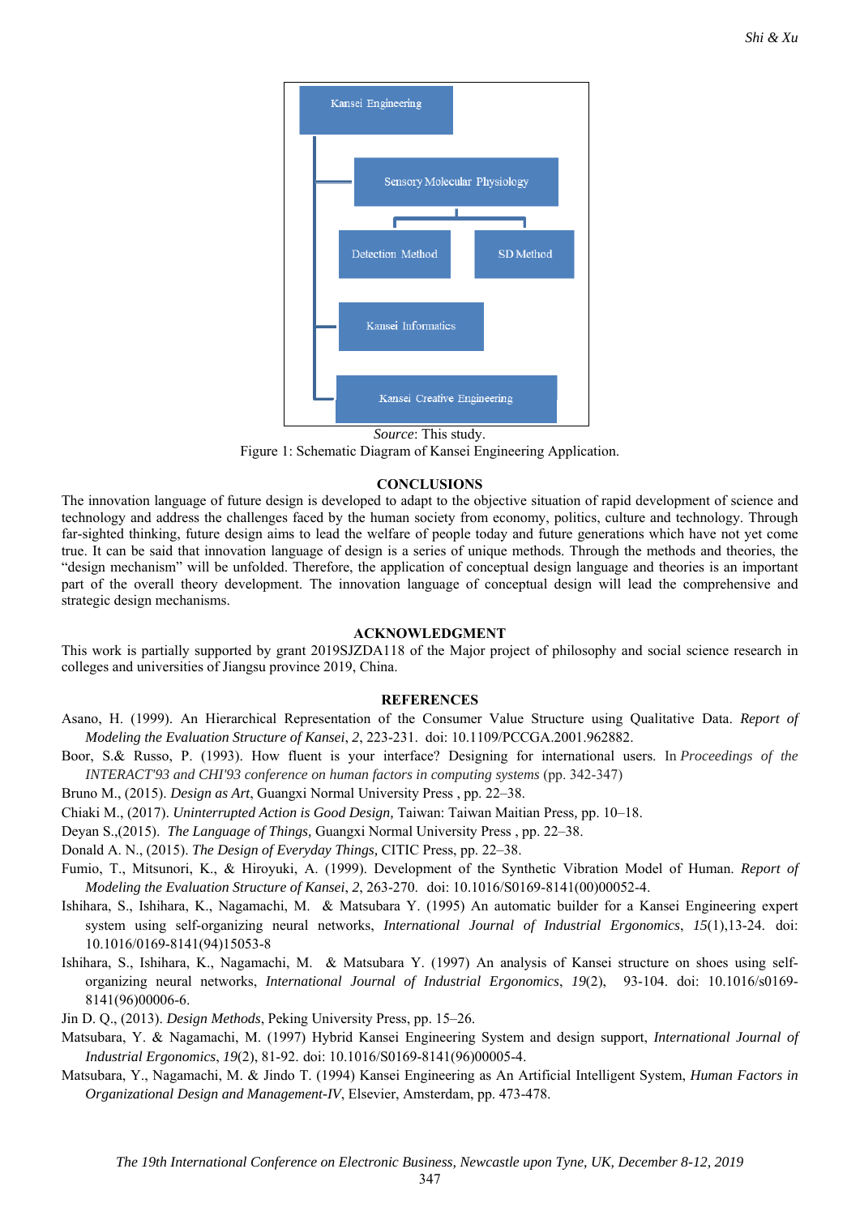Kansei Engineering

Sensory Molecular Physiology

Detection Method

SD Method

Kansei Informatics

Kansei Creative Engineering

*Source*: This study.

Figure 1: Schematic Diagram of Kansei Engineering Application.

## CONCLUSIONS

The innovation language of future design is developed to adapt to the objective situation of rapid development of science and technology and address the challenges faced by the human society from economy, politics, culture and technology. Through far-sighted thinking, future design aims to lead the welfare of people today and future generations which have not yet come true. It can be said that innovation language of design is a series of unique methods. Through the methods and theories, the "design mechanism" will be unfolded. Therefore, the application of conceptual design language and theories is an important part of the overall theory development. The innovation language of conceptual design will lead the comprehensive and strategic design mechanisms.

## ACKNOWLEDGMENT

This work is partially supported by grant 2019SJZDA118 of the Major project of philosophy and social science research in colleges and universities of Jiangsu province 2019, China.

## REFERENCES

Asano, H. (1999). An Hierarchical Representation of the Consumer Value Structure using Qualitative Data. *Report of Modeling the Evaluation Structure of Kansei*, *2*, 223-231. doi: 10.1109/PCCGA.2001.962882.

Boor, S.& Russo, P. (1993). How fluent is your interface? Designing for international users. In *Proceedings of the INTERACT'93 and CHI'93 conference on human factors in computing systems* (pp. 342-347)

Bruno M., (2015). *Design as Art*, Guangxi Normal University Press , pp. 22–38.

Chiaki M., (2017). *Uninterrupted Action is Good Design*, Taiwan: Taiwan Maitian Press, pp. 10–18.

Deyan S.,(2015). *The Language of Things,* Guangxi Normal University Press , pp. 22–38.

Donald A. N., (2015). *The Design of Everyday Things,* CITIC Press, pp. 22–38.

Fumio, T., Mitsunori, K., & Hiroyuki, A. (1999). Development of the Synthetic Vibration Model of Human. *Report of Modeling the Evaluation Structure of Kansei*, *2*, 263-270. doi: 10.1016/S0169-8141(00)00052-4.

Ishihara, S., Ishihara, K., Nagamachi, M. & Matsubara Y. (1995) An automatic builder for a Kansei Engineering expert system using self-organizing neural networks, *International Journal of Industrial Ergonomics*, *15*(1),13-24. doi: 10.1016/0169-8141(94)15053-8

Ishihara, S., Ishihara, K., Nagamachi, M. & Matsubara Y. (1997) An analysis of Kansei structure on shoes using self-organizing neural networks, *International Journal of Industrial Ergonomics*, *19*(2), 93-104. doi: 10.1016/s0169-8141(96)00006-6.

Jin D. Q., (2013). *Design Methods*, Peking University Press, pp. 15–26.

Matsubara, Y. & Nagamachi, M. (1997) Hybrid Kansei Engineering System and design support, *International Journal of Industrial Ergonomics*, *19*(2), 81-92. doi: 10.1016/S0169-8141(96)00005-4.

Matsubara, Y., Nagamachi, M. & Jindo T. (1994) Kansei Engineering as An Artificial Intelligent System, *Human Factors in Organizational Design and Management-IV*, Elsevier, Amsterdam, pp. 473-478.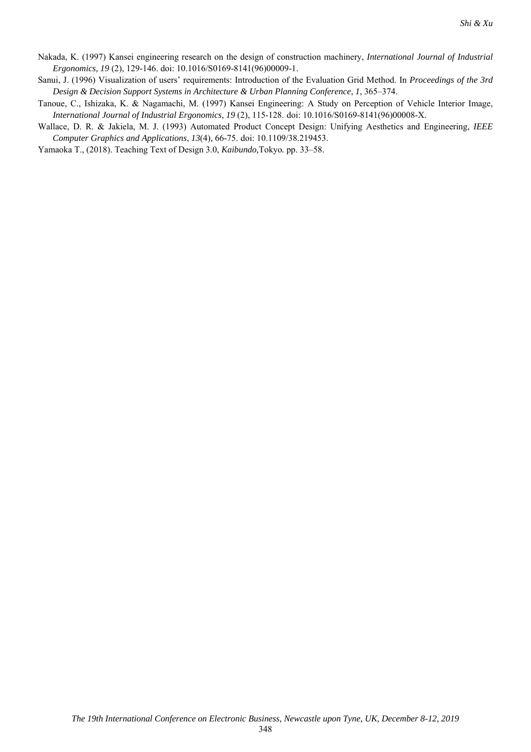Nakada, K. (1997) Kansei engineering research on the design of construction machinery, *International Journal of Industrial Ergonomics, 19* (2), 129-146. doi: 10.1016/S0169-8141(96)00009-1.

Sanui, J. (1996) Visualization of users' requirements: Introduction of the Evaluation Grid Method. In *Proceedings of the 3rd Design & Decision Support Systems in Architecture & Urban Planning Conference*, *1*, 365–374.

Tanoue, C., Ishizaka, K. & Nagamachi, M. (1997) Kansei Engineering: A Study on Perception of Vehicle Interior Image, *International Journal of Industrial Ergonomics, 19* (2), 115-128. doi: 10.1016/S0169-8141(96)00008-X.

Wallace, D. R. & Jakiela, M. J. (1993) Automated Product Concept Design: Unifying Aesthetics and Engineering, *IEEE Computer Graphics and Applications*, *13*(4), 66-75. doi: 10.1109/38.219453.

Yamaoka T., (2018). Teaching Text of Design 3.0, *Kaibundo,*Tokyo*.* pp. 33–58.